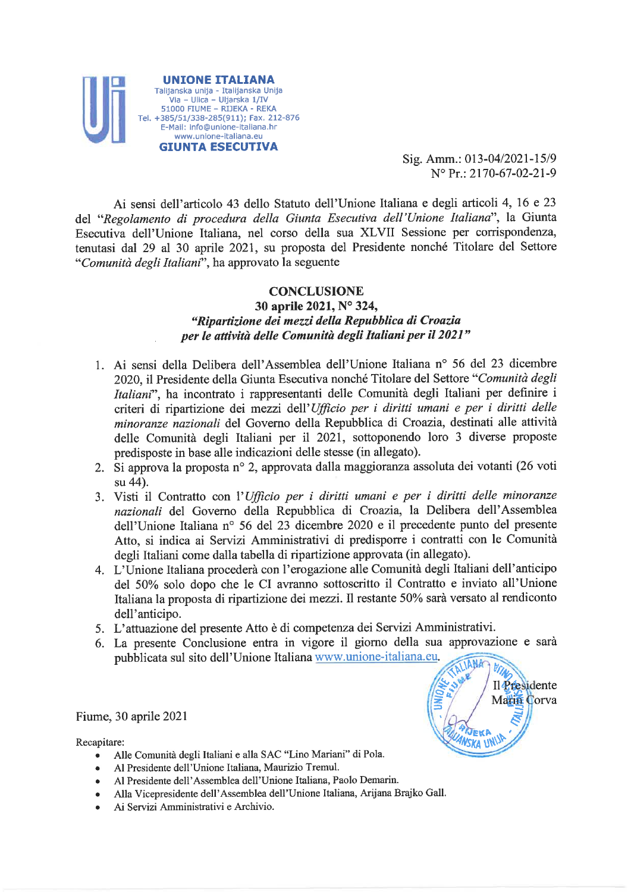**UNIONE ITALIANA**
Talijanska unija - Italijanska Unija
Via – Ulica – Uljarska 1/IV
51000 FIUME – RIJEKA - REKA
Tel. +385/51/338-285(911); Fax. 212-876
E-Mail: info@unione-italiana.hr
www.unione-italiana.eu
**GIUNTA ESECUTIVA**

Sig. Amm.: 013-04/2021-15/9
N° Pr.: 2170-67-02-21-9

Ai sensi dell'articolo 43 dello Statuto dell'Unione Italiana e degli articoli 4, 16 e 23 del "*Regolamento di procedura della Giunta Esecutiva dell'Unione Italiana*", la Giunta Esecutiva dell'Unione Italiana, nel corso della sua XLVII Sessione per corrispondenza, tenutasi dal 29 al 30 aprile 2021, su proposta del Presidente nonché Titolare del Settore "*Comunità degli Italiani*", ha approvato la seguente

**CONCLUSIONE**
**30 aprile 2021, N° 324,**
***"Ripartizione dei mezzi della Repubblica di Croazia per le attività delle Comunità degli Italiani per il 2021"***

1. Ai sensi della Delibera dell'Assemblea dell'Unione Italiana n° 56 del 23 dicembre 2020, il Presidente della Giunta Esecutiva nonché Titolare del Settore "*Comunità degli Italiani*", ha incontrato i rappresentanti delle Comunità degli Italiani per definire i criteri di ripartizione dei mezzi dell'*Ufficio per i diritti umani e per i diritti delle minoranze nazionali* del Governo della Repubblica di Croazia, destinati alle attività delle Comunità degli Italiani per il 2021, sottoponendo loro 3 diverse proposte predisposte in base alle indicazioni delle stesse (in allegato).
2. Si approva la proposta n° 2, approvata dalla maggioranza assoluta dei votanti (26 voti su 44).
3. Visti il Contratto con l'*Ufficio per i diritti umani e per i diritti delle minoranze nazionali* del Governo della Repubblica di Croazia, la Delibera dell'Assemblea dell'Unione Italiana n° 56 del 23 dicembre 2020 e il precedente punto del presente Atto, si indica ai Servizi Amministrativi di predisporre i contratti con le Comunità degli Italiani come dalla tabella di ripartizione approvata (in allegato).
4. L'Unione Italiana procederà con l'erogazione alle Comunità degli Italiani dell'anticipo del 50% solo dopo che le CI avranno sottoscritto il Contratto e inviato all'Unione Italiana la proposta di ripartizione dei mezzi. Il restante 50% sarà versato al rendiconto dell'anticipo.
5. L'attuazione del presente Atto è di competenza dei Servizi Amministrativi.
6. La presente Conclusione entra in vigore il giorno della sua approvazione e sarà pubblicata sul sito dell'Unione Italiana www.unione-italiana.eu.

Il Presidente
Marin Corva

Fiume, 30 aprile 2021

Recapitare:

- Alle Comunità degli Italiani e alla SAC "Lino Mariani" di Pola.
- Al Presidente dell'Unione Italiana, Maurizio Tremul.
- Al Presidente dell'Assemblea dell'Unione Italiana, Paolo Demarin.
- Alla Vicepresidente dell'Assemblea dell'Unione Italiana, Arijana Brajko Gall.
- Ai Servizi Amministrativi e Archivio.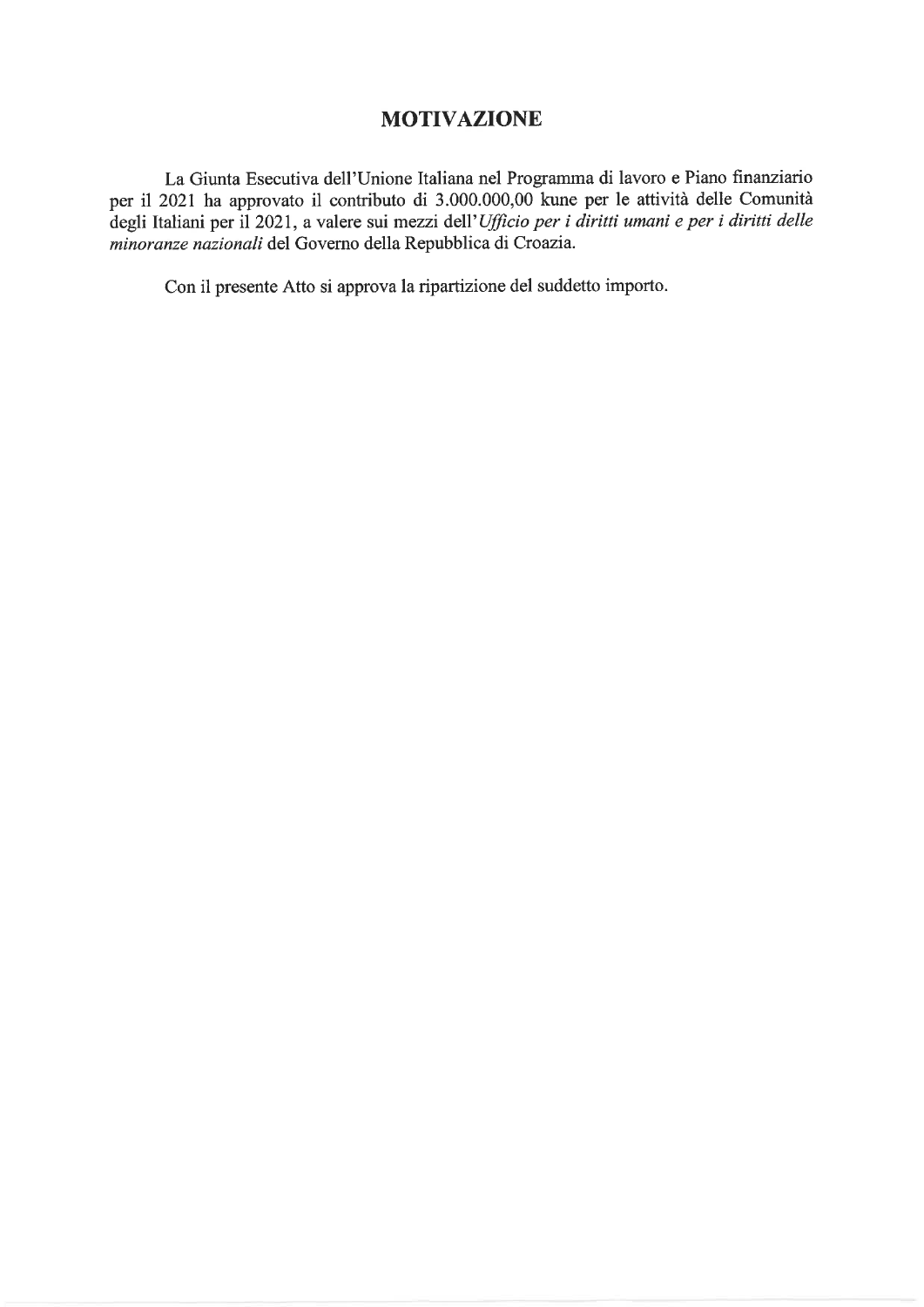# MOTIVAZIONE

La Giunta Esecutiva dell'Unione Italiana nel Programma di lavoro e Piano finanziario per il 2021 ha approvato il contributo di 3.000.000,00 kune per le attività delle Comunità degli Italiani per il 2021, a valere sui mezzi dell'*Ufficio per i diritti umani e per i diritti delle minoranze nazionali* del Governo della Repubblica di Croazia.

Con il presente Atto si approva la ripartizione del suddetto importo.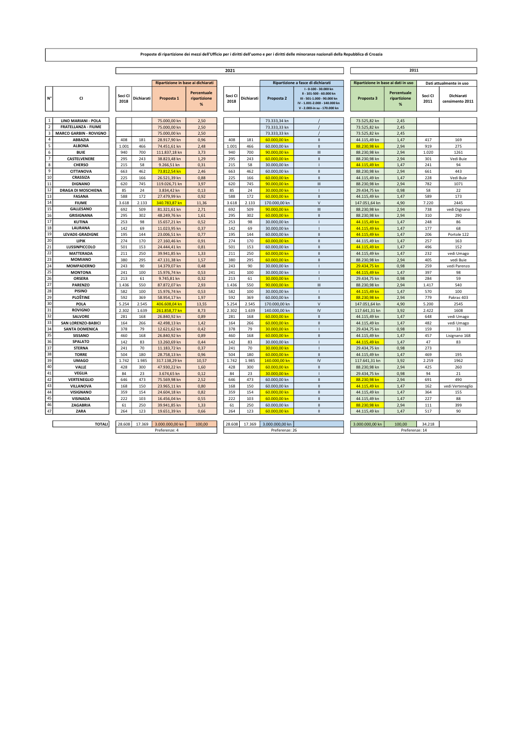**Proposte di ripartizione dei mezzi dell'Ufficio per i diritti dell'uomo e per i diritti delle minoranze nazionali della Repubblica di Croazia**

| N° | CI | 2021 | | | | | | | | 2011 | | | |
|---|---|---|---|---|---|---|---|---|---|---|---|---|---|
| | | Ripartizione in base ai dichiarati | | | | Ripartizione a fasce di dichiarati | | | | Ripartizione in base ai dati in uso | | Dati attualmente in uso | |
| | | Soci CI 2018 | Dichiarati | Proposta 1 | Percentuale ripartizione % | Soci CI 2018 | Dichiarati | Proposta 2 | I - 0-100 - 30.000 kn II - 101-500 - 60.000 kn III - 501-1.000 - 90.000 kn IV - 1.001-2.000 - 140.000 kn V - 2.000-in su - 170.000 kn | Proposta 3 | Percentuale ripartizione % | Soci CI 2011 | Dichiarati censimento 2011 |
| 1 | LINO MARIANI - POLA | | | 75.000,00 kn | 2,50 | | | 73.333,34 kn | / | 73.525,82 kn | 2,45 | | |
| 2 | FRATELLANZA - FIUME | | | 75.000,00 kn | 2,50 | | | 73.333,33 kn | / | 73.525,82 kn | 2,45 | | |
| 3 | MARCO GARBIN - ROVIGNO | | | 75.000,00 kn | 2,50 | | | 73.333,33 kn | / | 73.525,82 kn | 2,45 | | |
| 4 | ABBAZIA | 408 | 181 | 28.917,90 kn | 0,96 | 408 | 181 | 60.000,00 kn | II | 44.115,49 kn | 1,47 | 417 | 169 |
| 5 | ALBONA | 1.001 | 466 | 74.451,61 kn | 2,48 | 1.001 | 466 | 60.000,00 kn | II | 88.230,98 kn | 2,94 | 919 | 275 |
| 6 | BUIE | 940 | 700 | 111.837,18 kn | 3,73 | 940 | 700 | 90.000,00 kn | III | 88.230,98 kn | 2,94 | 1.020 | 1261 |
| 7 | CASTELVENERE | 295 | 243 | 38.823,48 kn | 1,29 | 295 | 243 | 60.000,00 kn | II | 88.230,98 kn | 2,94 | 301 | Vedi Buie |
| 8 | CHERSO | 215 | 58 | 9.266,51 kn | 0,31 | 215 | 58 | 30.000,00 kn | I | 44.115,49 kn | 1,47 | 241 | 94 |
| 9 | CITTANOVA | 663 | 462 | 73.812,54 kn | 2,46 | 663 | 462 | 60.000,00 kn | II | 88.230,98 kn | 2,94 | 661 | 443 |
| 10 | CRASSIZA | 225 | 166 | 26.521,39 kn | 0,88 | 225 | 166 | 60.000,00 kn | II | 44.115,49 kn | 1,47 | 228 | Vedi Buie |
| 11 | DIGNANO | 620 | 745 | 119.026,71 kn | 3,97 | 620 | 745 | 90.000,00 kn | III | 88.230,98 kn | 2,94 | 782 | 1071 |
| 12 | DRAGA DI MOSCHIENA | 85 | 24 | 3.834,42 kn | 0,13 | 85 | 24 | 30.000,00 kn | I | 29.434,75 kn | 0,98 | 58 | 22 |
| 13 | FASANA | 588 | 172 | 27.479,99 kn | 0,92 | 588 | 172 | 60.000,00 kn | II | 44.115,49 kn | 1,47 | 589 | 173 |
| 14 | FIUME | 3.618 | 2.133 | 340.783,87 kn | 11,36 | 3.618 | 2.133 | 170.000,00 kn | V | 147.051,64 kn | 4,90 | 7.220 | 2445 |
| 15 | GALLESANO | 692 | 509 | 81.321,61 kn | 2,71 | 692 | 509 | 90.000,00 kn | III | 88.230,98 kn | 2,94 | 738 | vedi Dignano |
| 16 | GRISIGNANA | 295 | 302 | 48.249,76 kn | 1,61 | 295 | 302 | 60.000,00 kn | II | 88.230,98 kn | 2,94 | 310 | 290 |
| 17 | KUTINA | 253 | 98 | 15.657,21 kn | 0,52 | 253 | 98 | 30.000,00 kn | I | 44.115,49 kn | 1,47 | 248 | 86 |
| 18 | LAURANA | 142 | 69 | 11.023,95 kn | 0,37 | 142 | 69 | 30.000,00 kn | I | 44.115,49 kn | 1,47 | 177 | 68 |
| 19 | LEVADE-GRADIGNE | 195 | 144 | 23.006,51 kn | 0,77 | 195 | 144 | 60.000,00 kn | II | 44.115,49 kn | 1,47 | 206 | Portole 122 |
| 20 | LIPIK | 274 | 170 | 27.160,46 kn | 0,91 | 274 | 170 | 60.000,00 kn | II | 44.115,49 kn | 1,47 | 257 | 163 |
| 21 | LUSSINPICCOLO | 501 | 153 | 24.444,41 kn | 0,81 | 501 | 153 | 60.000,00 kn | II | 44.115,49 kn | 1,47 | 496 | 152 |
| 22 | MATTERADA | 211 | 250 | 39.941,85 kn | 1,33 | 211 | 250 | 60.000,00 kn | II | 44.115,49 kn | 1,47 | 232 | vedi Umago |
| 23 | MOMIANO | 380 | 295 | 47.131,38 kn | 1,57 | 380 | 295 | 60.000,00 kn | II | 88.230,98 kn | 2,94 | 405 | vedi Buie |
| 24 | MOMPADERNO | 243 | 90 | 14.379,07 kn | 0,48 | 243 | 90 | 30.000,00 kn | I | 29.434,75 kn | 0,98 | 259 | vedi Parenzo |
| 25 | MONTONA | 241 | 100 | 15.976,74 kn | 0,53 | 241 | 100 | 30.000,00 kn | I | 44.115,49 kn | 1,47 | 397 | 98 |
| 26 | ORSERA | 213 | 61 | 9.745,81 kn | 0,32 | 213 | 61 | 30.000,00 kn | I | 29.434,75 kn | 0,98 | 284 | 59 |
| 27 | PARENZO | 1.436 | 550 | 87.872,07 kn | 2,93 | 1.436 | 550 | 90.000,00 kn | III | 88.230,98 kn | 2,94 | 1.417 | 540 |
| 28 | PISINO | 582 | 100 | 15.976,74 kn | 0,53 | 582 | 100 | 30.000,00 kn | I | 44.115,49 kn | 1,47 | 570 | 100 |
| 29 | PLOŠTINE | 592 | 369 | 58.954,17 kn | 1,97 | 592 | 369 | 60.000,00 kn | II | 88.230,98 kn | 2,94 | 779 | Pakrac 403 |
| 30 | POLA | 5.254 | 2.545 | 406.608,04 kn | 13,55 | 5.254 | 2.545 | 170.000,00 kn | V | 147.051,64 kn | 4,90 | 5.200 | 2545 |
| 31 | ROVIGNO | 2.302 | 1.639 | 261.858,77 kn | 8,73 | 2.302 | 1.639 | 140.000,00 kn | IV | 117.641,31 kn | 3,92 | 2.422 | 1608 |
| 32 | SALVORE | 281 | 168 | 26.840,92 kn | 0,89 | 281 | 168 | 60.000,00 kn | II | 44.115,49 kn | 1,47 | 648 | vedi Umago |
| 33 | SAN LORENZO-BABICI | 164 | 266 | 42.498,13 kn | 1,42 | 164 | 266 | 60.000,00 kn | II | 44.115,49 kn | 1,47 | 482 | vedi Umago |
| 34 | SANTA DOMENICA | 378 | 79 | 12.621,62 kn | 0,42 | 378 | 79 | 30.000,00 kn | I | 29.434,75 kn | 0,98 | 159 | 33 |
| 35 | SISSANO | 460 | 168 | 26.840,92 kn | 0,89 | 460 | 168 | 60.000,00 kn | II | 44.115,49 kn | 1,47 | 457 | Lisignano 168 |
| 36 | SPALATO | 142 | 83 | 13.260,69 kn | 0,44 | 142 | 83 | 30.000,00 kn | I | 44.115,49 kn | 1,47 | 47 | 83 |
| 37 | STERNA | 241 | 70 | 11.183,72 kn | 0,37 | 241 | 70 | 30.000,00 kn | I | 29.434,75 kn | 0,98 | 273 | |
| 38 | TORRE | 504 | 180 | 28.758,13 kn | 0,96 | 504 | 180 | 60.000,00 kn | II | 44.115,49 kn | 1,47 | 469 | 195 |
| 39 | UMAGO | 1.742 | 1.985 | 317.138,29 kn | 10,57 | 1.742 | 1.985 | 140.000,00 kn | IV | 117.641,31 kn | 3,92 | 2.259 | 1962 |
| 40 | VALLE | 428 | 300 | 47.930,22 kn | 1,60 | 428 | 300 | 60.000,00 kn | II | 88.230,98 kn | 2,94 | 425 | 260 |
| 41 | VEGLIA | 84 | 23 | 3.674,65 kn | 0,12 | 84 | 23 | 30.000,00 kn | I | 29.434,75 kn | 0,98 | 94 | 21 |
| 42 | VERTENEGLIO | 646 | 473 | 75.569,98 kn | 2,52 | 646 | 473 | 60.000,00 kn | II | 88.230,98 kn | 2,94 | 691 | 490 |
| 43 | VILLANOVA | 168 | 150 | 23.965,11 kn | 0,80 | 168 | 150 | 60.000,00 kn | II | 44.115,49 kn | 1,47 | 162 | vedi Verteneglio |
| 44 | VISIGNANO | 359 | 154 | 24.604,18 kn | 0,82 | 359 | 154 | 60.000,00 kn | II | 44.115,49 kn | 1,47 | 364 | 155 |
| 45 | VISINADA | 222 | 103 | 16.456,04 kn | 0,55 | 222 | 103 | 60.000,00 kn | II | 44.115,49 kn | 1,47 | 227 | 88 |
| 46 | ZAGABRIA | 61 | 250 | 39.941,85 kn | 1,33 | 61 | 250 | 60.000,00 kn | II | 88.230,98 kn | 2,94 | 111 | 399 |
| 47 | ZARA | 264 | 123 | 19.651,39 kn | 0,66 | 264 | 123 | 60.000,00 kn | II | 44.115,49 kn | 1,47 | 517 | 90 |
| | TOTALI | 28.608 | 17.369 | 3.000.000,00 kn | 100,00 | 28.608 | 17.369 | 3.000.000,00 kn | | 3.000.000,00 kn | 100,00 | 34.218 | |
| | | Preferenze: 4 | | | | Preferenze: 26 | | | | Preferenze: 14 | | | |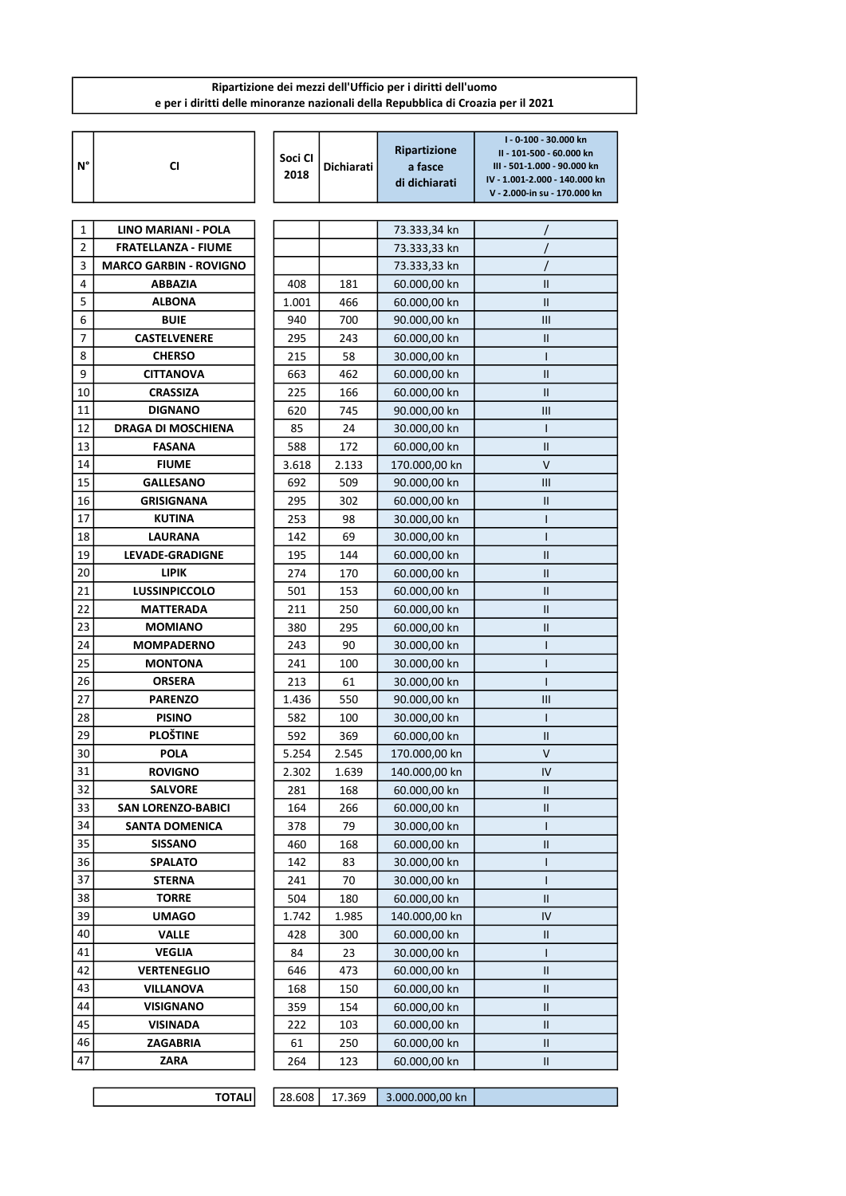**Ripartizione dei mezzi dell'Ufficio per i diritti dell'uomo e per i diritti delle minoranze nazionali della Repubblica di Croazia per il 2021**

| N° | CI | Soci CI 2018 | Dichiarati | Ripartizione a fasce di dichiarati | I - 0-100 - 30.000 kn<br>II - 101-500 - 60.000 kn<br>III - 501-1.000 - 90.000 kn<br>IV - 1.001-2.000 - 140.000 kn<br>V - 2.000-in su - 170.000 kn |
|---|---|---|---|---|---|
| 1 | LINO MARIANI - POLA | | | 73.333,34 kn | / |
| 2 | FRATELLANZA - FIUME | | | 73.333,33 kn | / |
| 3 | MARCO GARBIN - ROVIGNO | | | 73.333,33 kn | / |
| 4 | ABBAZIA | 408 | 181 | 60.000,00 kn | II |
| 5 | ALBONA | 1.001 | 466 | 60.000,00 kn | II |
| 6 | BUIE | 940 | 700 | 90.000,00 kn | III |
| 7 | CASTELVENERE | 295 | 243 | 60.000,00 kn | II |
| 8 | CHERSO | 215 | 58 | 30.000,00 kn | I |
| 9 | CITTANOVA | 663 | 462 | 60.000,00 kn | II |
| 10 | CRASSIZA | 225 | 166 | 60.000,00 kn | II |
| 11 | DIGNANO | 620 | 745 | 90.000,00 kn | III |
| 12 | DRAGA DI MOSCHIENA | 85 | 24 | 30.000,00 kn | I |
| 13 | FASANA | 588 | 172 | 60.000,00 kn | II |
| 14 | FIUME | 3.618 | 2.133 | 170.000,00 kn | V |
| 15 | GALLESANO | 692 | 509 | 90.000,00 kn | III |
| 16 | GRISIGNANA | 295 | 302 | 60.000,00 kn | II |
| 17 | KUTINA | 253 | 98 | 30.000,00 kn | I |
| 18 | LAURANA | 142 | 69 | 30.000,00 kn | I |
| 19 | LEVADE-GRADIGNE | 195 | 144 | 60.000,00 kn | II |
| 20 | LIPIK | 274 | 170 | 60.000,00 kn | II |
| 21 | LUSSINPICCOLO | 501 | 153 | 60.000,00 kn | II |
| 22 | MATTERADA | 211 | 250 | 60.000,00 kn | II |
| 23 | MOMIANO | 380 | 295 | 60.000,00 kn | II |
| 24 | MOMPADERNO | 243 | 90 | 30.000,00 kn | I |
| 25 | MONTONA | 241 | 100 | 30.000,00 kn | I |
| 26 | ORSERA | 213 | 61 | 30.000,00 kn | I |
| 27 | PARENZO | 1.436 | 550 | 90.000,00 kn | III |
| 28 | PISINO | 582 | 100 | 30.000,00 kn | I |
| 29 | PLOŠTINE | 592 | 369 | 60.000,00 kn | II |
| 30 | POLA | 5.254 | 2.545 | 170.000,00 kn | V |
| 31 | ROVIGNO | 2.302 | 1.639 | 140.000,00 kn | IV |
| 32 | SALVORE | 281 | 168 | 60.000,00 kn | II |
| 33 | SAN LORENZO-BABICI | 164 | 266 | 60.000,00 kn | II |
| 34 | SANTA DOMENICA | 378 | 79 | 30.000,00 kn | I |
| 35 | SISSANO | 460 | 168 | 60.000,00 kn | II |
| 36 | SPALATO | 142 | 83 | 30.000,00 kn | I |
| 37 | STERNA | 241 | 70 | 30.000,00 kn | I |
| 38 | TORRE | 504 | 180 | 60.000,00 kn | II |
| 39 | UMAGO | 1.742 | 1.985 | 140.000,00 kn | IV |
| 40 | VALLE | 428 | 300 | 60.000,00 kn | II |
| 41 | VEGLIA | 84 | 23 | 30.000,00 kn | I |
| 42 | VERTENEGLIO | 646 | 473 | 60.000,00 kn | II |
| 43 | VILLANOVA | 168 | 150 | 60.000,00 kn | II |
| 44 | VISIGNANO | 359 | 154 | 60.000,00 kn | II |
| 45 | VISINADA | 222 | 103 | 60.000,00 kn | II |
| 46 | ZAGABRIA | 61 | 250 | 60.000,00 kn | II |
| 47 | ZARA | 264 | 123 | 60.000,00 kn | II |
| | TOTALI | 28.608 | 17.369 | 3.000.000,00 kn | |